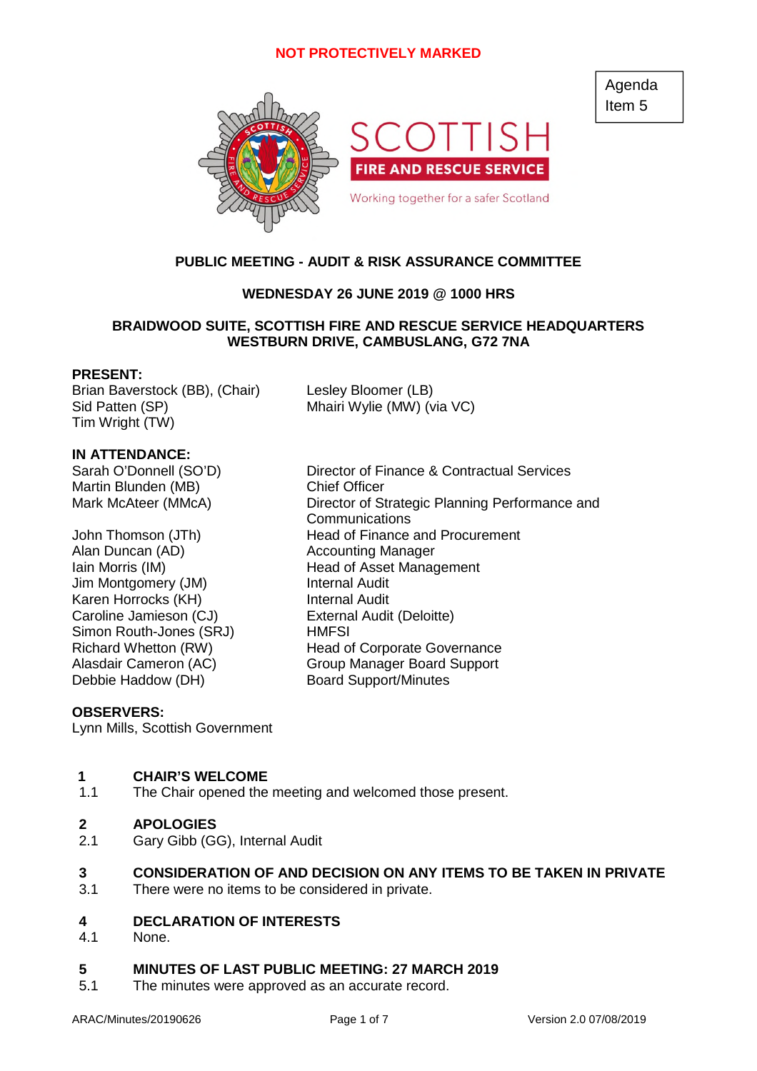NOT PROTECTIVELY MARKED

Agenda Item 5

SCOTTISH FIRE AND RESCUE SERVICE
Working together for a safer Scotland

**PUBLIC MEETING - AUDIT & RISK ASSURANCE COMMITTEE**

**WEDNESDAY 26 JUNE 2019 @ 1000 HRS**

**BRAIDWOOD SUITE, SCOTTISH FIRE AND RESCUE SERVICE HEADQUARTERS WESTBURN DRIVE, CAMBUSLANG, G72 7NA**

**PRESENT:**

Brian Baverstock (BB), (Chair)
Sid Patten (SP)
Tim Wright (TW)
Lesley Bloomer (LB)
Mhairi Wylie (MW) (via VC)

**IN ATTENDANCE:**

| | |
|---|---|
| Sarah O'Donnell (SO'D) | Director of Finance & Contractual Services |
| Martin Blunden (MB) | Chief Officer |
| Mark McAteer (MMcA) | Director of Strategic Planning Performance and Communications |
| John Thomson (JTh) | Head of Finance and Procurement |
| Alan Duncan (AD) | Accounting Manager |
| Iain Morris (IM) | Head of Asset Management |
| Jim Montgomery (JM) | Internal Audit |
| Karen Horrocks (KH) | Internal Audit |
| Caroline Jamieson (CJ) | External Audit (Deloitte) |
| Simon Routh-Jones (SRJ) | HMFSI |
| Richard Whetton (RW) | Head of Corporate Governance |
| Alasdair Cameron (AC) | Group Manager Board Support |
| Debbie Haddow (DH) | Board Support/Minutes |

**OBSERVERS:**

Lynn Mills, Scottish Government

## 1 CHAIR'S WELCOME

1.1 The Chair opened the meeting and welcomed those present.

## 2 APOLOGIES

2.1 Gary Gibb (GG), Internal Audit

## 3 CONSIDERATION OF AND DECISION ON ANY ITEMS TO BE TAKEN IN PRIVATE

3.1 There were no items to be considered in private.

## 4 DECLARATION OF INTERESTS

4.1 None.

## 5 MINUTES OF LAST PUBLIC MEETING: 27 MARCH 2019

5.1 The minutes were approved as an accurate record.

ARAC/Minutes/20190626 Version 2.0 07/08/2019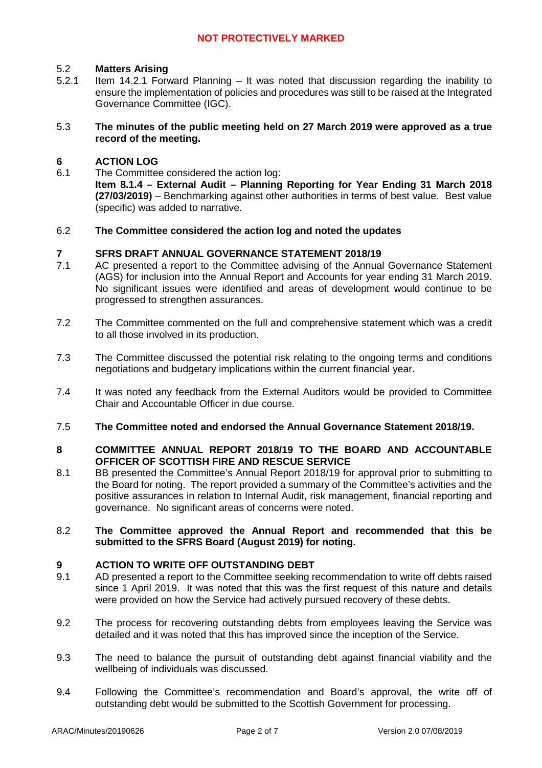5.2 **Matters Arising**

5.2.1 Item 14.2.1 Forward Planning – It was noted that discussion regarding the inability to ensure the implementation of policies and procedures was still to be raised at the Integrated Governance Committee (IGC).

5.3 **The minutes of the public meeting held on 27 March 2019 were approved as a true record of the meeting.**

## 6 ACTION LOG

6.1 The Committee considered the action log:
**Item 8.1.4 – External Audit – Planning Reporting for Year Ending 31 March 2018 (27/03/2019)** – Benchmarking against other authorities in terms of best value. Best value (specific) was added to narrative.

6.2 **The Committee considered the action log and noted the updates**

## 7 SFRS DRAFT ANNUAL GOVERNANCE STATEMENT 2018/19

7.1 AC presented a report to the Committee advising of the Annual Governance Statement (AGS) for inclusion into the Annual Report and Accounts for year ending 31 March 2019. No significant issues were identified and areas of development would continue to be progressed to strengthen assurances.

7.2 The Committee commented on the full and comprehensive statement which was a credit to all those involved in its production.

7.3 The Committee discussed the potential risk relating to the ongoing terms and conditions negotiations and budgetary implications within the current financial year.

7.4 It was noted any feedback from the External Auditors would be provided to Committee Chair and Accountable Officer in due course.

7.5 **The Committee noted and endorsed the Annual Governance Statement 2018/19.**

## 8 COMMITTEE ANNUAL REPORT 2018/19 TO THE BOARD AND ACCOUNTABLE OFFICER OF SCOTTISH FIRE AND RESCUE SERVICE

8.1 BB presented the Committee's Annual Report 2018/19 for approval prior to submitting to the Board for noting. The report provided a summary of the Committee's activities and the positive assurances in relation to Internal Audit, risk management, financial reporting and governance. No significant areas of concerns were noted.

8.2 **The Committee approved the Annual Report and recommended that this be submitted to the SFRS Board (August 2019) for noting.**

## 9 ACTION TO WRITE OFF OUTSTANDING DEBT

9.1 AD presented a report to the Committee seeking recommendation to write off debts raised since 1 April 2019. It was noted that this was the first request of this nature and details were provided on how the Service had actively pursued recovery of these debts.

9.2 The process for recovering outstanding debts from employees leaving the Service was detailed and it was noted that this has improved since the inception of the Service.

9.3 The need to balance the pursuit of outstanding debt against financial viability and the wellbeing of individuals was discussed.

9.4 Following the Committee's recommendation and Board's approval, the write off of outstanding debt would be submitted to the Scottish Government for processing.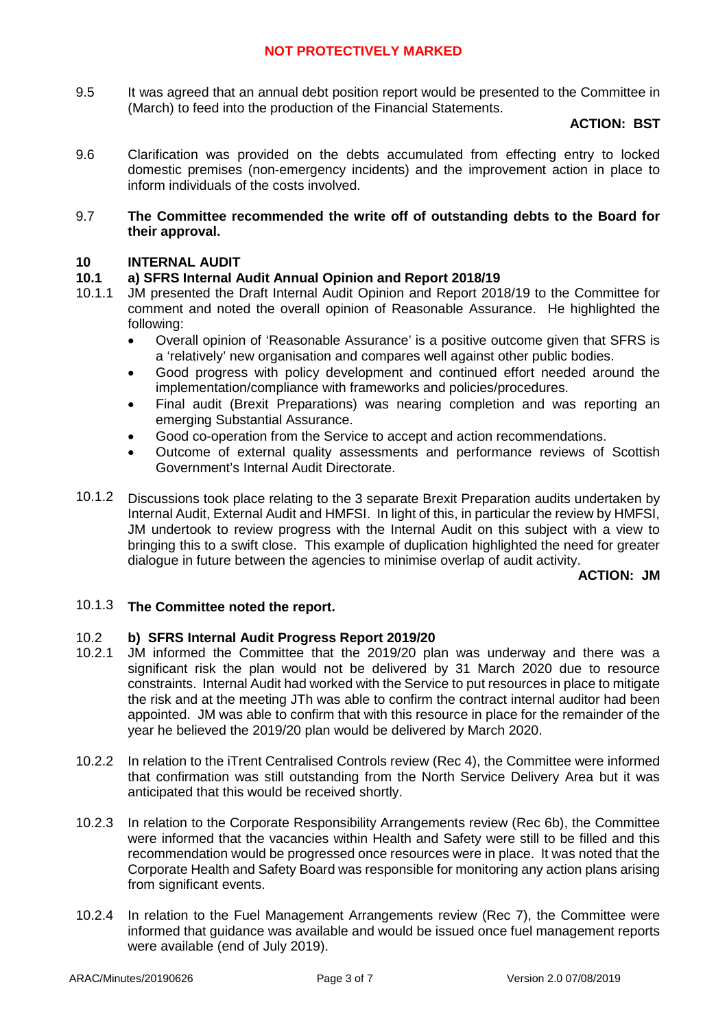9.5 It was agreed that an annual debt position report would be presented to the Committee in (March) to feed into the production of the Financial Statements.

**ACTION: BST**

9.6 Clarification was provided on the debts accumulated from effecting entry to locked domestic premises (non-emergency incidents) and the improvement action in place to inform individuals of the costs involved.

9.7 **The Committee recommended the write off of outstanding debts to the Board for their approval.**

## 10 INTERNAL AUDIT

### 10.1 a) SFRS Internal Audit Annual Opinion and Report 2018/19

10.1.1 JM presented the Draft Internal Audit Opinion and Report 2018/19 to the Committee for comment and noted the overall opinion of Reasonable Assurance. He highlighted the following:

- Overall opinion of 'Reasonable Assurance' is a positive outcome given that SFRS is a 'relatively' new organisation and compares well against other public bodies.
- Good progress with policy development and continued effort needed around the implementation/compliance with frameworks and policies/procedures.
- Final audit (Brexit Preparations) was nearing completion and was reporting an emerging Substantial Assurance.
- Good co-operation from the Service to accept and action recommendations.
- Outcome of external quality assessments and performance reviews of Scottish Government's Internal Audit Directorate.

10.1.2 Discussions took place relating to the 3 separate Brexit Preparation audits undertaken by Internal Audit, External Audit and HMFSI. In light of this, in particular the review by HMFSI, JM undertook to review progress with the Internal Audit on this subject with a view to bringing this to a swift close. This example of duplication highlighted the need for greater dialogue in future between the agencies to minimise overlap of audit activity.

**ACTION: JM**

10.1.3 **The Committee noted the report.**

### 10.2 b) SFRS Internal Audit Progress Report 2019/20

10.2.1 JM informed the Committee that the 2019/20 plan was underway and there was a significant risk the plan would not be delivered by 31 March 2020 due to resource constraints. Internal Audit had worked with the Service to put resources in place to mitigate the risk and at the meeting JTh was able to confirm the contract internal auditor had been appointed. JM was able to confirm that with this resource in place for the remainder of the year he believed the 2019/20 plan would be delivered by March 2020.

10.2.2 In relation to the iTrent Centralised Controls review (Rec 4), the Committee were informed that confirmation was still outstanding from the North Service Delivery Area but it was anticipated that this would be received shortly.

10.2.3 In relation to the Corporate Responsibility Arrangements review (Rec 6b), the Committee were informed that the vacancies within Health and Safety were still to be filled and this recommendation would be progressed once resources were in place. It was noted that the Corporate Health and Safety Board was responsible for monitoring any action plans arising from significant events.

10.2.4 In relation to the Fuel Management Arrangements review (Rec 7), the Committee were informed that guidance was available and would be issued once fuel management reports were available (end of July 2019).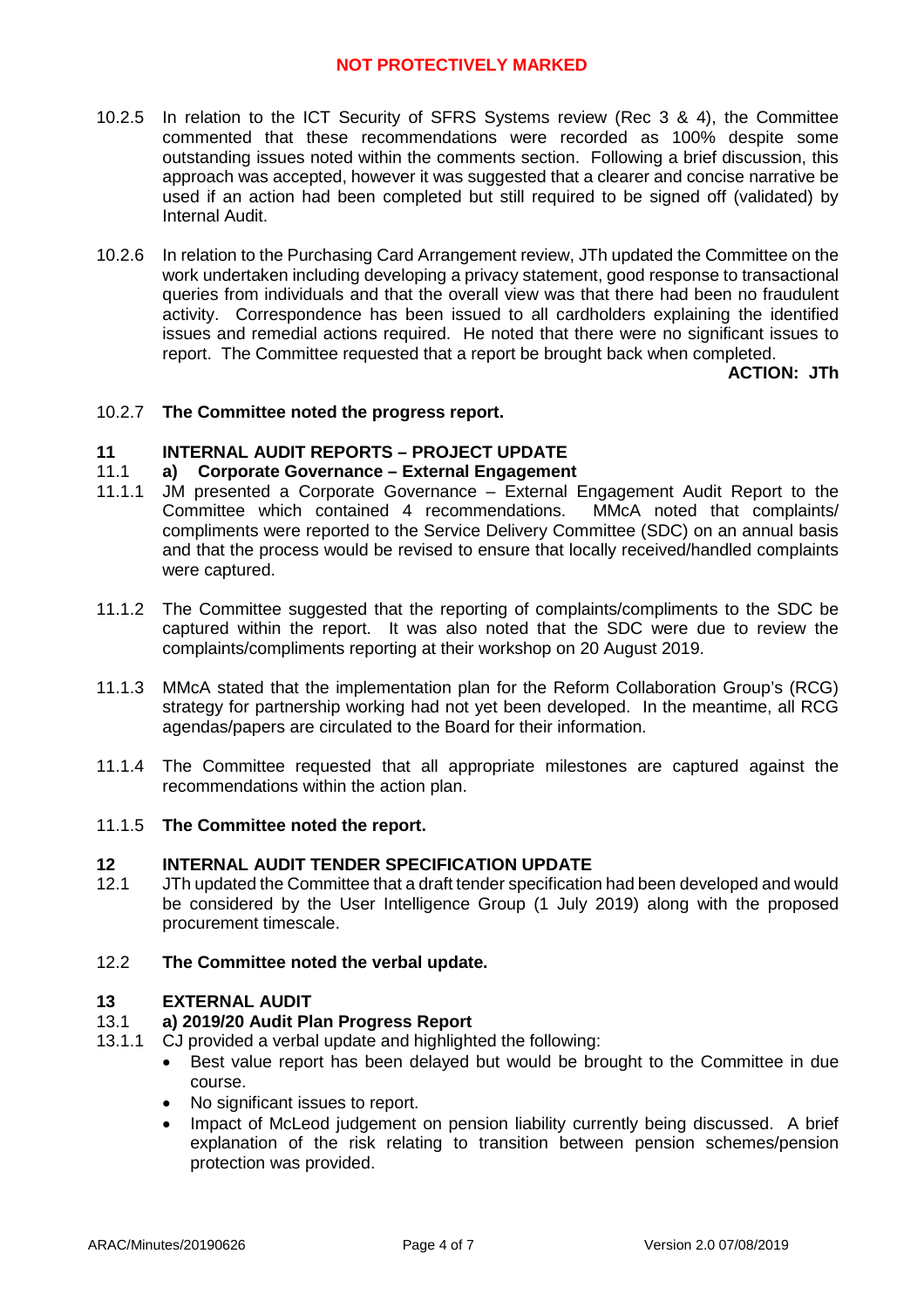10.2.5 In relation to the ICT Security of SFRS Systems review (Rec 3 & 4), the Committee commented that these recommendations were recorded as 100% despite some outstanding issues noted within the comments section. Following a brief discussion, this approach was accepted, however it was suggested that a clearer and concise narrative be used if an action had been completed but still required to be signed off (validated) by Internal Audit.

10.2.6 In relation to the Purchasing Card Arrangement review, JTh updated the Committee on the work undertaken including developing a privacy statement, good response to transactional queries from individuals and that the overall view was that there had been no fraudulent activity. Correspondence has been issued to all cardholders explaining the identified issues and remedial actions required. He noted that there were no significant issues to report. The Committee requested that a report be brought back when completed.

**ACTION: JTh**

10.2.7 **The Committee noted the progress report.**

## 11 INTERNAL AUDIT REPORTS – PROJECT UPDATE

### 11.1 a) Corporate Governance – External Engagement

11.1.1 JM presented a Corporate Governance – External Engagement Audit Report to the Committee which contained 4 recommendations. MMcA noted that complaints/ compliments were reported to the Service Delivery Committee (SDC) on an annual basis and that the process would be revised to ensure that locally received/handled complaints were captured.

11.1.2 The Committee suggested that the reporting of complaints/compliments to the SDC be captured within the report. It was also noted that the SDC were due to review the complaints/compliments reporting at their workshop on 20 August 2019.

11.1.3 MMcA stated that the implementation plan for the Reform Collaboration Group's (RCG) strategy for partnership working had not yet been developed. In the meantime, all RCG agendas/papers are circulated to the Board for their information.

11.1.4 The Committee requested that all appropriate milestones are captured against the recommendations within the action plan.

11.1.5 **The Committee noted the report.**

## 12 INTERNAL AUDIT TENDER SPECIFICATION UPDATE

12.1 JTh updated the Committee that a draft tender specification had been developed and would be considered by the User Intelligence Group (1 July 2019) along with the proposed procurement timescale.

12.2 **The Committee noted the verbal update.**

## 13 EXTERNAL AUDIT

### 13.1 a) 2019/20 Audit Plan Progress Report

13.1.1 CJ provided a verbal update and highlighted the following:

- Best value report has been delayed but would be brought to the Committee in due course.
- No significant issues to report.
- Impact of McLeod judgement on pension liability currently being discussed. A brief explanation of the risk relating to transition between pension schemes/pension protection was provided.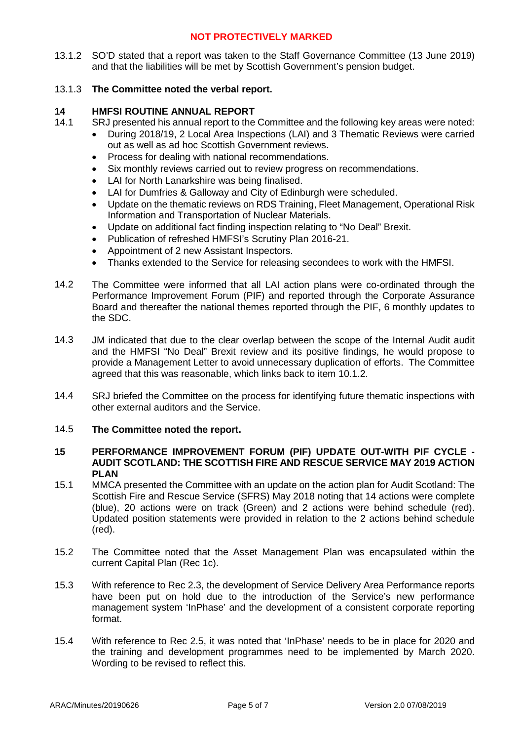13.1.2 SO'D stated that a report was taken to the Staff Governance Committee (13 June 2019) and that the liabilities will be met by Scottish Government's pension budget.

13.1.3 **The Committee noted the verbal report.**

## 14 HMFSI ROUTINE ANNUAL REPORT

14.1 SRJ presented his annual report to the Committee and the following key areas were noted:

- During 2018/19, 2 Local Area Inspections (LAI) and 3 Thematic Reviews were carried out as well as ad hoc Scottish Government reviews.
- Process for dealing with national recommendations.
- Six monthly reviews carried out to review progress on recommendations.
- LAI for North Lanarkshire was being finalised.
- LAI for Dumfries & Galloway and City of Edinburgh were scheduled.
- Update on the thematic reviews on RDS Training, Fleet Management, Operational Risk Information and Transportation of Nuclear Materials.
- Update on additional fact finding inspection relating to "No Deal" Brexit.
- Publication of refreshed HMFSI's Scrutiny Plan 2016-21.
- Appointment of 2 new Assistant Inspectors.
- Thanks extended to the Service for releasing secondees to work with the HMFSI.

14.2 The Committee were informed that all LAI action plans were co-ordinated through the Performance Improvement Forum (PIF) and reported through the Corporate Assurance Board and thereafter the national themes reported through the PIF, 6 monthly updates to the SDC.

14.3 JM indicated that due to the clear overlap between the scope of the Internal Audit audit and the HMFSI "No Deal" Brexit review and its positive findings, he would propose to provide a Management Letter to avoid unnecessary duplication of efforts. The Committee agreed that this was reasonable, which links back to item 10.1.2.

14.4 SRJ briefed the Committee on the process for identifying future thematic inspections with other external auditors and the Service.

14.5 **The Committee noted the report.**

## 15 PERFORMANCE IMPROVEMENT FORUM (PIF) UPDATE OUT-WITH PIF CYCLE - AUDIT SCOTLAND: THE SCOTTISH FIRE AND RESCUE SERVICE MAY 2019 ACTION PLAN

15.1 MMCA presented the Committee with an update on the action plan for Audit Scotland: The Scottish Fire and Rescue Service (SFRS) May 2018 noting that 14 actions were complete (blue), 20 actions were on track (Green) and 2 actions were behind schedule (red). Updated position statements were provided in relation to the 2 actions behind schedule (red).

15.2 The Committee noted that the Asset Management Plan was encapsulated within the current Capital Plan (Rec 1c).

15.3 With reference to Rec 2.3, the development of Service Delivery Area Performance reports have been put on hold due to the introduction of the Service's new performance management system 'InPhase' and the development of a consistent corporate reporting format.

15.4 With reference to Rec 2.5, it was noted that 'InPhase' needs to be in place for 2020 and the training and development programmes need to be implemented by March 2020. Wording to be revised to reflect this.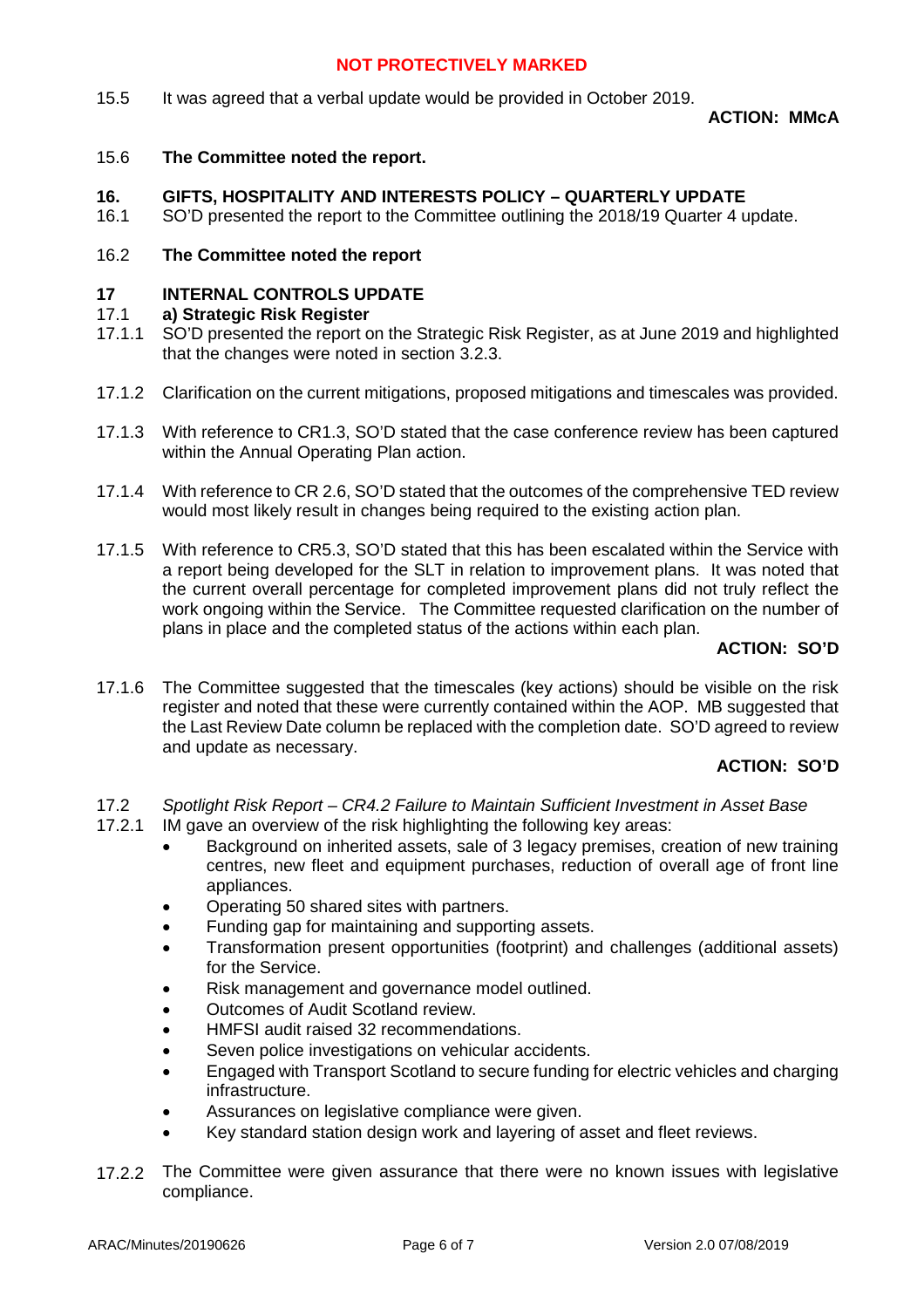15.5 It was agreed that a verbal update would be provided in October 2019.

**ACTION: MMcA**

15.6 **The Committee noted the report.**

## 16. GIFTS, HOSPITALITY AND INTERESTS POLICY – QUARTERLY UPDATE

16.1 SO'D presented the report to the Committee outlining the 2018/19 Quarter 4 update.

16.2 **The Committee noted the report**

## 17 INTERNAL CONTROLS UPDATE

### 17.1 a) Strategic Risk Register

17.1.1 SO'D presented the report on the Strategic Risk Register, as at June 2019 and highlighted that the changes were noted in section 3.2.3.

17.1.2 Clarification on the current mitigations, proposed mitigations and timescales was provided.

17.1.3 With reference to CR1.3, SO'D stated that the case conference review has been captured within the Annual Operating Plan action.

17.1.4 With reference to CR 2.6, SO'D stated that the outcomes of the comprehensive TED review would most likely result in changes being required to the existing action plan.

17.1.5 With reference to CR5.3, SO'D stated that this has been escalated within the Service with a report being developed for the SLT in relation to improvement plans. It was noted that the current overall percentage for completed improvement plans did not truly reflect the work ongoing within the Service. The Committee requested clarification on the number of plans in place and the completed status of the actions within each plan.

**ACTION: SO'D**

17.1.6 The Committee suggested that the timescales (key actions) should be visible on the risk register and noted that these were currently contained within the AOP. MB suggested that the Last Review Date column be replaced with the completion date. SO'D agreed to review and update as necessary.

**ACTION: SO'D**

17.2 *Spotlight Risk Report – CR4.2 Failure to Maintain Sufficient Investment in Asset Base*

17.2.1 IM gave an overview of the risk highlighting the following key areas:

- Background on inherited assets, sale of 3 legacy premises, creation of new training centres, new fleet and equipment purchases, reduction of overall age of front line appliances.
- Operating 50 shared sites with partners.
- Funding gap for maintaining and supporting assets.
- Transformation present opportunities (footprint) and challenges (additional assets) for the Service.
- Risk management and governance model outlined.
- Outcomes of Audit Scotland review.
- HMFSI audit raised 32 recommendations.
- Seven police investigations on vehicular accidents.
- Engaged with Transport Scotland to secure funding for electric vehicles and charging infrastructure.
- Assurances on legislative compliance were given.
- Key standard station design work and layering of asset and fleet reviews.

17.2.2 The Committee were given assurance that there were no known issues with legislative compliance.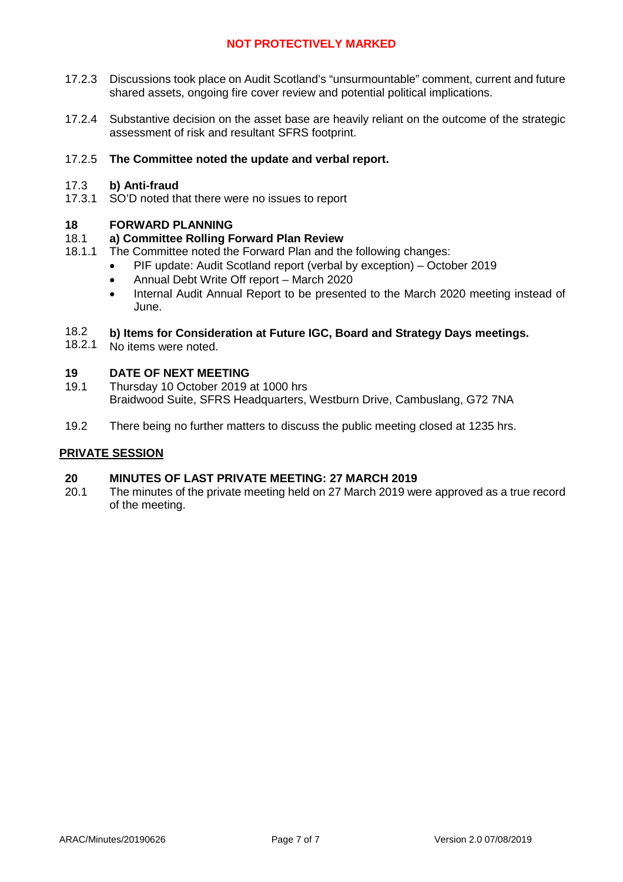17.2.3 Discussions took place on Audit Scotland's "unsurmountable" comment, current and future shared assets, ongoing fire cover review and potential political implications.

17.2.4 Substantive decision on the asset base are heavily reliant on the outcome of the strategic assessment of risk and resultant SFRS footprint.

17.2.5 **The Committee noted the update and verbal report.**

17.3 **b) Anti-fraud**

17.3.1 SO'D noted that there were no issues to report

## 18 FORWARD PLANNING

18.1 **a) Committee Rolling Forward Plan Review**

18.1.1 The Committee noted the Forward Plan and the following changes:

- PIF update: Audit Scotland report (verbal by exception) – October 2019
- Annual Debt Write Off report – March 2020
- Internal Audit Annual Report to be presented to the March 2020 meeting instead of June.

18.2 **b) Items for Consideration at Future IGC, Board and Strategy Days meetings.**

18.2.1 No items were noted.

## 19 DATE OF NEXT MEETING

19.1 Thursday 10 October 2019 at 1000 hrs
Braidwood Suite, SFRS Headquarters, Westburn Drive, Cambuslang, G72 7NA

19.2 There being no further matters to discuss the public meeting closed at 1235 hrs.

**PRIVATE SESSION**

## 20 MINUTES OF LAST PRIVATE MEETING: 27 MARCH 2019

20.1 The minutes of the private meeting held on 27 March 2019 were approved as a true record of the meeting.